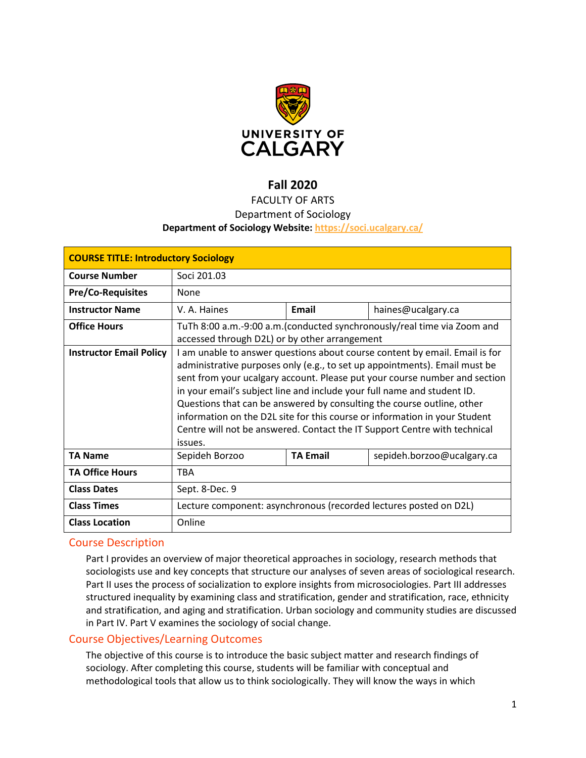## Fall 2020

FACULTY OF ARTS

Department of Sociology

**Department of Sociology Website:** https://soci.ucalgary.ca/

| **COURSE TITLE: Introductory Sociology** | | | |
|---|---|---|---|
| **Course Number** | Soci 201.03 | | |
| **Pre/Co-Requisites** | None | | |
| **Instructor Name** | V. A. Haines | **Email** | haines@ucalgary.ca |
| **Office Hours** | TuTh 8:00 a.m.-9:00 a.m.(conducted synchronously/real time via Zoom and accessed through D2L) or by other arrangement | | |
| **Instructor Email Policy** | I am unable to answer questions about course content by email. Email is for administrative purposes only (e.g., to set up appointments). Email must be sent from your ucalgary account. Please put your course number and section in your email's subject line and include your full name and student ID. Questions that can be answered by consulting the course outline, other information on the D2L site for this course or information in your Student Centre will not be answered. Contact the IT Support Centre with technical issues. | | |
| **TA Name** | Sepideh Borzoo | **TA Email** | sepideh.borzoo@ucalgary.ca |
| **TA Office Hours** | TBA | | |
| **Class Dates** | Sept. 8-Dec. 9 | | |
| **Class Times** | Lecture component: asynchronous (recorded lectures posted on D2L) | | |
| **Class Location** | Online | | |

## Course Description

Part I provides an overview of major theoretical approaches in sociology, research methods that sociologists use and key concepts that structure our analyses of seven areas of sociological research. Part II uses the process of socialization to explore insights from microsociologies. Part III addresses structured inequality by examining class and stratification, gender and stratification, race, ethnicity and stratification, and aging and stratification. Urban sociology and community studies are discussed in Part IV. Part V examines the sociology of social change.

## Course Objectives/Learning Outcomes

The objective of this course is to introduce the basic subject matter and research findings of sociology. After completing this course, students will be familiar with conceptual and methodological tools that allow us to think sociologically. They will know the ways in which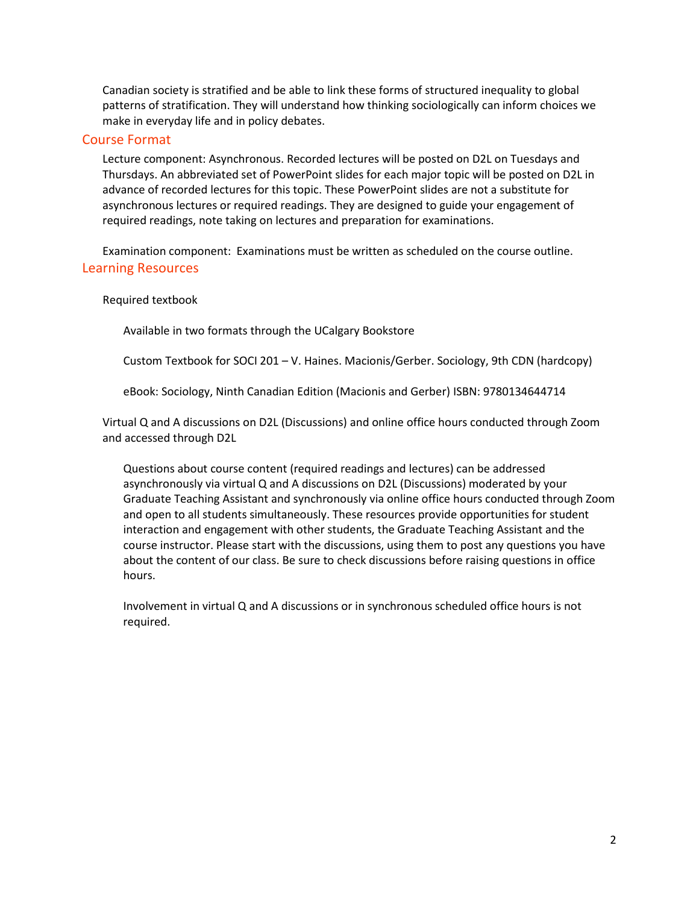Canadian society is stratified and be able to link these forms of structured inequality to global patterns of stratification. They will understand how thinking sociologically can inform choices we make in everyday life and in policy debates.

## Course Format

Lecture component: Asynchronous. Recorded lectures will be posted on D2L on Tuesdays and Thursdays. An abbreviated set of PowerPoint slides for each major topic will be posted on D2L in advance of recorded lectures for this topic. These PowerPoint slides are not a substitute for asynchronous lectures or required readings. They are designed to guide your engagement of required readings, note taking on lectures and preparation for examinations.

Examination component: Examinations must be written as scheduled on the course outline.

## Learning Resources

Required textbook

Available in two formats through the UCalgary Bookstore

Custom Textbook for SOCI 201 – V. Haines. Macionis/Gerber. Sociology, 9th CDN (hardcopy)

eBook: Sociology, Ninth Canadian Edition (Macionis and Gerber) ISBN: 9780134644714

Virtual Q and A discussions on D2L (Discussions) and online office hours conducted through Zoom and accessed through D2L

Questions about course content (required readings and lectures) can be addressed asynchronously via virtual Q and A discussions on D2L (Discussions) moderated by your Graduate Teaching Assistant and synchronously via online office hours conducted through Zoom and open to all students simultaneously. These resources provide opportunities for student interaction and engagement with other students, the Graduate Teaching Assistant and the course instructor. Please start with the discussions, using them to post any questions you have about the content of our class. Be sure to check discussions before raising questions in office hours.

Involvement in virtual Q and A discussions or in synchronous scheduled office hours is not required.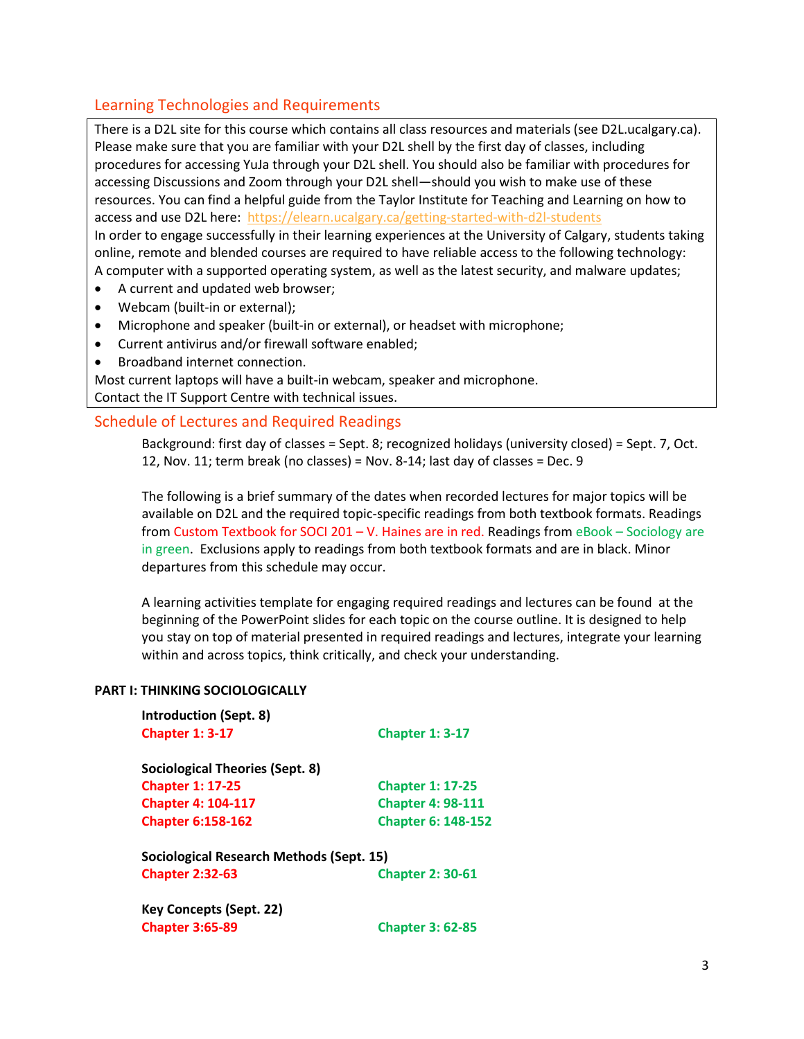## Learning Technologies and Requirements

There is a D2L site for this course which contains all class resources and materials (see D2L.ucalgary.ca). Please make sure that you are familiar with your D2L shell by the first day of classes, including procedures for accessing YuJa through your D2L shell. You should also be familiar with procedures for accessing Discussions and Zoom through your D2L shell—should you wish to make use of these resources. You can find a helpful guide from the Taylor Institute for Teaching and Learning on how to access and use D2L here: https://elearn.ucalgary.ca/getting-started-with-d2l-students

In order to engage successfully in their learning experiences at the University of Calgary, students taking online, remote and blended courses are required to have reliable access to the following technology:

A computer with a supported operating system, as well as the latest security, and malware updates;

- A current and updated web browser;
- Webcam (built-in or external);
- Microphone and speaker (built-in or external), or headset with microphone;
- Current antivirus and/or firewall software enabled;
- Broadband internet connection.

Most current laptops will have a built-in webcam, speaker and microphone.

Contact the IT Support Centre with technical issues.

## Schedule of Lectures and Required Readings

Background: first day of classes = Sept. 8; recognized holidays (university closed) = Sept. 7, Oct. 12, Nov. 11; term break (no classes) = Nov. 8-14; last day of classes = Dec. 9

The following is a brief summary of the dates when recorded lectures for major topics will be available on D2L and the required topic-specific readings from both textbook formats. Readings from Custom Textbook for SOCI 201 – V. Haines are in red. Readings from eBook – Sociology are in green. Exclusions apply to readings from both textbook formats and are in black. Minor departures from this schedule may occur.

A learning activities template for engaging required readings and lectures can be found at the beginning of the PowerPoint slides for each topic on the course outline. It is designed to help you stay on top of material presented in required readings and lectures, integrate your learning within and across topics, think critically, and check your understanding.

**PART I: THINKING SOCIOLOGICALLY**

**Introduction (Sept. 8)**

| Custom Textbook | eBook |
|---|---|
| **Chapter 1: 3-17** | **Chapter 1: 3-17** |

**Sociological Theories (Sept. 8)**

| Custom Textbook | eBook |
|---|---|
| **Chapter 1: 17-25** | **Chapter 1: 17-25** |
| **Chapter 4: 104-117** | **Chapter 4: 98-111** |
| **Chapter 6:158-162** | **Chapter 6: 148-152** |

**Sociological Research Methods (Sept. 15)**

| Custom Textbook | eBook |
|---|---|
| **Chapter 2:32-63** | **Chapter 2: 30-61** |

**Key Concepts (Sept. 22)**

| Custom Textbook | eBook |
|---|---|
| **Chapter 3:65-89** | **Chapter 3: 62-85** |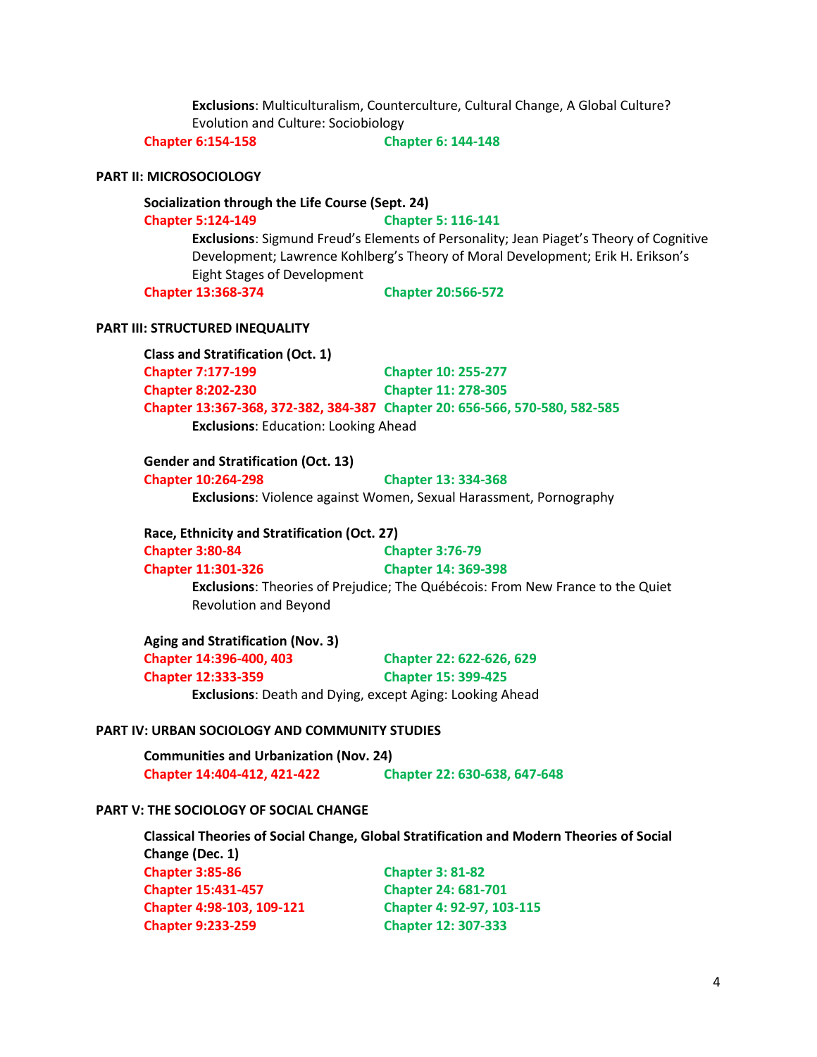**Exclusions**: Multiculturalism, Counterculture, Cultural Change, A Global Culture? Evolution and Culture: Sociobiology

**Chapter 6:154-158** **Chapter 6: 144-148**

## PART II: MICROSOCIOLOGY

### Socialization through the Life Course (Sept. 24)

**Chapter 5:124-149** **Chapter 5: 116-141**

**Exclusions**: Sigmund Freud's Elements of Personality; Jean Piaget's Theory of Cognitive Development; Lawrence Kohlberg's Theory of Moral Development; Erik H. Erikson's Eight Stages of Development

**Chapter 13:368-374** **Chapter 20:566-572**

## PART III: STRUCTURED INEQUALITY

### Class and Stratification (Oct. 1)

**Chapter 7:177-199** **Chapter 10: 255-277**

**Chapter 8:202-230** **Chapter 11: 278-305**

**Chapter 13:367-368, 372-382, 384-387** **Chapter 20: 656-566, 570-580, 582-585**

**Exclusions**: Education: Looking Ahead

### Gender and Stratification (Oct. 13)

**Chapter 10:264-298** **Chapter 13: 334-368**

**Exclusions**: Violence against Women, Sexual Harassment, Pornography

### Race, Ethnicity and Stratification (Oct. 27)

**Chapter 3:80-84** **Chapter 3:76-79**

**Chapter 11:301-326** **Chapter 14: 369-398**

**Exclusions**: Theories of Prejudice; The Québécois: From New France to the Quiet Revolution and Beyond

### Aging and Stratification (Nov. 3)

**Chapter 14:396-400, 403** **Chapter 22: 622-626, 629**

**Chapter 12:333-359** **Chapter 15: 399-425**

**Exclusions**: Death and Dying, except Aging: Looking Ahead

## PART IV: URBAN SOCIOLOGY AND COMMUNITY STUDIES

### Communities and Urbanization (Nov. 24)

**Chapter 14:404-412, 421-422** **Chapter 22: 630-638, 647-648**

## PART V: THE SOCIOLOGY OF SOCIAL CHANGE

### Classical Theories of Social Change, Global Stratification and Modern Theories of Social Change (Dec. 1)

**Chapter 3:85-86** **Chapter 3: 81-82**

**Chapter 15:431-457** **Chapter 24: 681-701**

**Chapter 4:98-103, 109-121** **Chapter 4: 92-97, 103-115**

**Chapter 9:233-259** **Chapter 12: 307-333**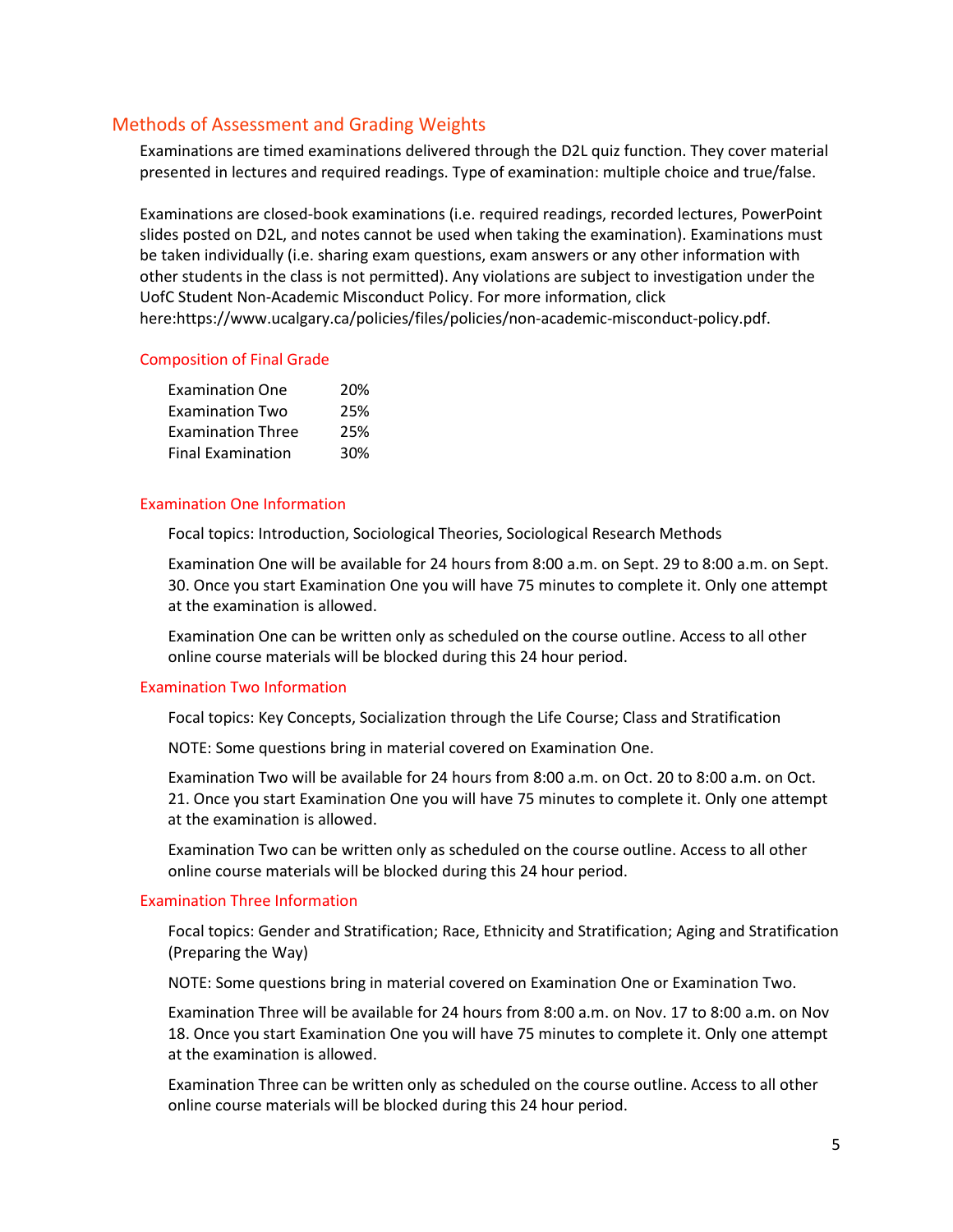## Methods of Assessment and Grading Weights

Examinations are timed examinations delivered through the D2L quiz function. They cover material presented in lectures and required readings. Type of examination: multiple choice and true/false.

Examinations are closed-book examinations (i.e. required readings, recorded lectures, PowerPoint slides posted on D2L, and notes cannot be used when taking the examination). Examinations must be taken individually (i.e. sharing exam questions, exam answers or any other information with other students in the class is not permitted). Any violations are subject to investigation under the UofC Student Non-Academic Misconduct Policy. For more information, click here:https://www.ucalgary.ca/policies/files/policies/non-academic-misconduct-policy.pdf.

### Composition of Final Grade

| | |
|---|---|
| Examination One | 20% |
| Examination Two | 25% |
| Examination Three | 25% |
| Final Examination | 30% |

### Examination One Information

Focal topics: Introduction, Sociological Theories, Sociological Research Methods

Examination One will be available for 24 hours from 8:00 a.m. on Sept. 29 to 8:00 a.m. on Sept. 30. Once you start Examination One you will have 75 minutes to complete it. Only one attempt at the examination is allowed.

Examination One can be written only as scheduled on the course outline. Access to all other online course materials will be blocked during this 24 hour period.

### Examination Two Information

Focal topics: Key Concepts, Socialization through the Life Course; Class and Stratification

NOTE: Some questions bring in material covered on Examination One.

Examination Two will be available for 24 hours from 8:00 a.m. on Oct. 20 to 8:00 a.m. on Oct. 21. Once you start Examination One you will have 75 minutes to complete it. Only one attempt at the examination is allowed.

Examination Two can be written only as scheduled on the course outline. Access to all other online course materials will be blocked during this 24 hour period.

### Examination Three Information

Focal topics: Gender and Stratification; Race, Ethnicity and Stratification; Aging and Stratification (Preparing the Way)

NOTE: Some questions bring in material covered on Examination One or Examination Two.

Examination Three will be available for 24 hours from 8:00 a.m. on Nov. 17 to 8:00 a.m. on Nov 18. Once you start Examination One you will have 75 minutes to complete it. Only one attempt at the examination is allowed.

Examination Three can be written only as scheduled on the course outline. Access to all other online course materials will be blocked during this 24 hour period.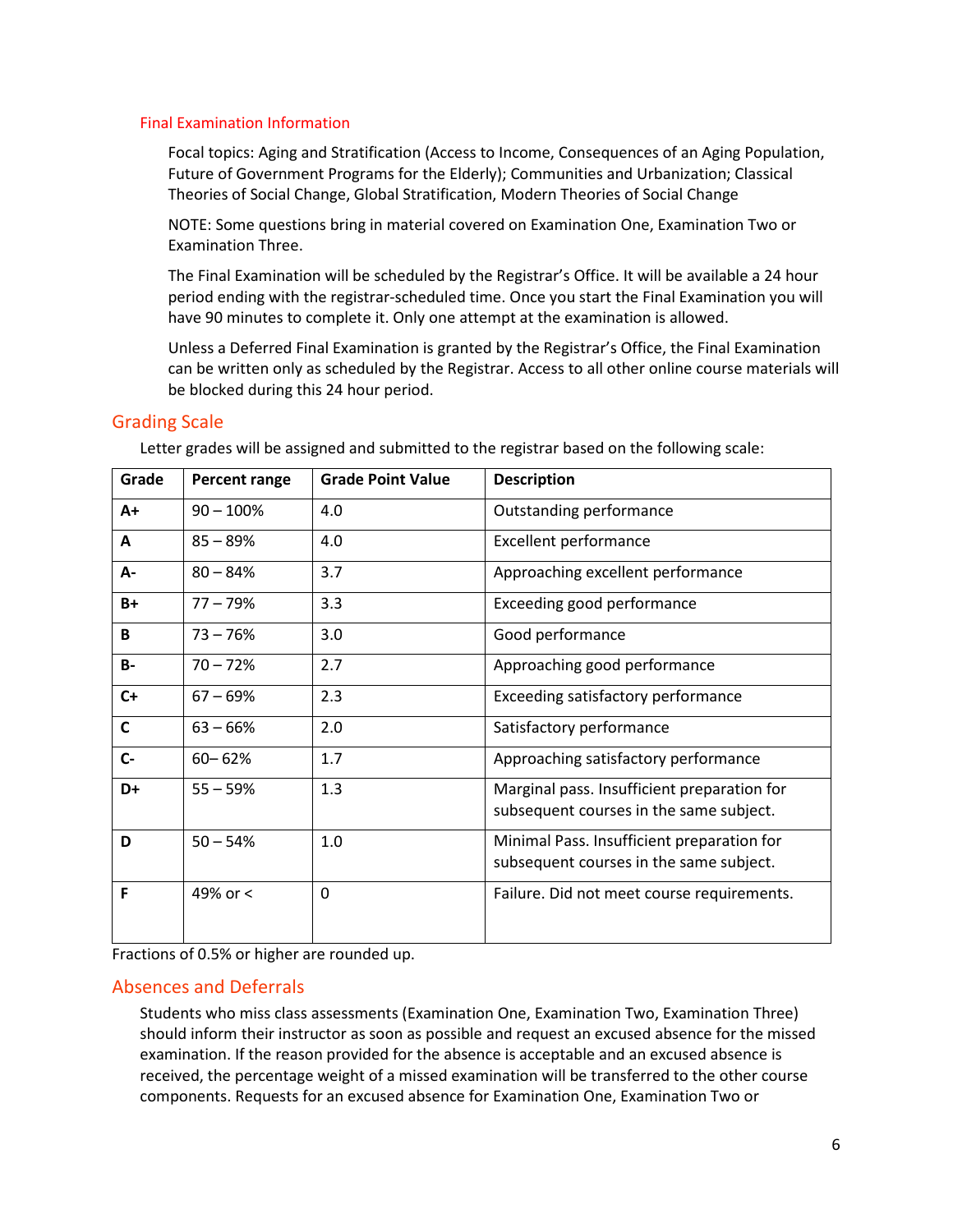### Final Examination Information

Focal topics: Aging and Stratification (Access to Income, Consequences of an Aging Population, Future of Government Programs for the Elderly); Communities and Urbanization; Classical Theories of Social Change, Global Stratification, Modern Theories of Social Change

NOTE: Some questions bring in material covered on Examination One, Examination Two or Examination Three.

The Final Examination will be scheduled by the Registrar's Office. It will be available a 24 hour period ending with the registrar-scheduled time. Once you start the Final Examination you will have 90 minutes to complete it. Only one attempt at the examination is allowed.

Unless a Deferred Final Examination is granted by the Registrar's Office, the Final Examination can be written only as scheduled by the Registrar. Access to all other online course materials will be blocked during this 24 hour period.

## Grading Scale

Letter grades will be assigned and submitted to the registrar based on the following scale:

| Grade | Percent range | Grade Point Value | Description |
|---|---|---|---|
| **A+** | 90 – 100% | 4.0 | Outstanding performance |
| **A** | 85 – 89% | 4.0 | Excellent performance |
| **A-** | 80 – 84% | 3.7 | Approaching excellent performance |
| **B+** | 77 – 79% | 3.3 | Exceeding good performance |
| **B** | 73 – 76% | 3.0 | Good performance |
| **B-** | 70 – 72% | 2.7 | Approaching good performance |
| **C+** | 67 – 69% | 2.3 | Exceeding satisfactory performance |
| **C** | 63 – 66% | 2.0 | Satisfactory performance |
| **C-** | 60– 62% | 1.7 | Approaching satisfactory performance |
| **D+** | 55 – 59% | 1.3 | Marginal pass. Insufficient preparation for subsequent courses in the same subject. |
| **D** | 50 – 54% | 1.0 | Minimal Pass. Insufficient preparation for subsequent courses in the same subject. |
| **F** | 49% or < | 0 | Failure. Did not meet course requirements. |

Fractions of 0.5% or higher are rounded up.

## Absences and Deferrals

Students who miss class assessments (Examination One, Examination Two, Examination Three) should inform their instructor as soon as possible and request an excused absence for the missed examination. If the reason provided for the absence is acceptable and an excused absence is received, the percentage weight of a missed examination will be transferred to the other course components. Requests for an excused absence for Examination One, Examination Two or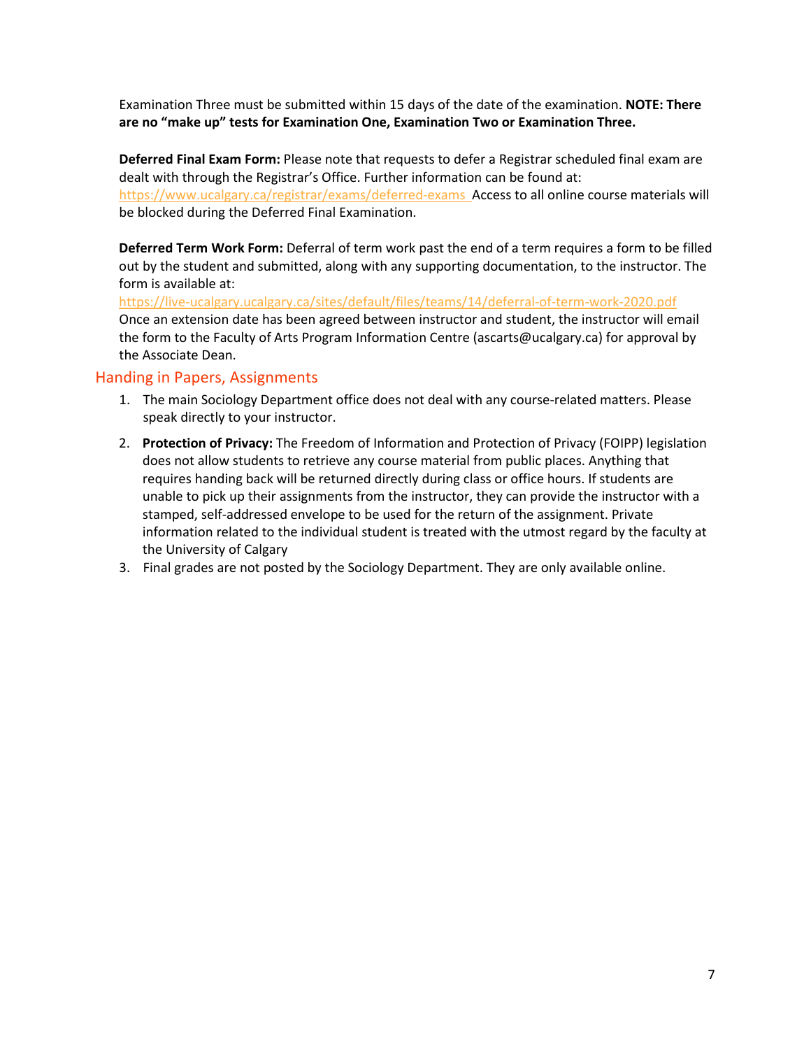Examination Three must be submitted within 15 days of the date of the examination. **NOTE: There are no "make up" tests for Examination One, Examination Two or Examination Three.**

**Deferred Final Exam Form:** Please note that requests to defer a Registrar scheduled final exam are dealt with through the Registrar's Office. Further information can be found at: https://www.ucalgary.ca/registrar/exams/deferred-exams Access to all online course materials will be blocked during the Deferred Final Examination.

**Deferred Term Work Form:** Deferral of term work past the end of a term requires a form to be filled out by the student and submitted, along with any supporting documentation, to the instructor. The form is available at: https://live-ucalgary.ucalgary.ca/sites/default/files/teams/14/deferral-of-term-work-2020.pdf Once an extension date has been agreed between instructor and student, the instructor will email the form to the Faculty of Arts Program Information Centre (ascarts@ucalgary.ca) for approval by the Associate Dean.

## Handing in Papers, Assignments

1. The main Sociology Department office does not deal with any course-related matters. Please speak directly to your instructor.
2. **Protection of Privacy:** The Freedom of Information and Protection of Privacy (FOIPP) legislation does not allow students to retrieve any course material from public places. Anything that requires handing back will be returned directly during class or office hours. If students are unable to pick up their assignments from the instructor, they can provide the instructor with a stamped, self-addressed envelope to be used for the return of the assignment. Private information related to the individual student is treated with the utmost regard by the faculty at the University of Calgary
3. Final grades are not posted by the Sociology Department. They are only available online.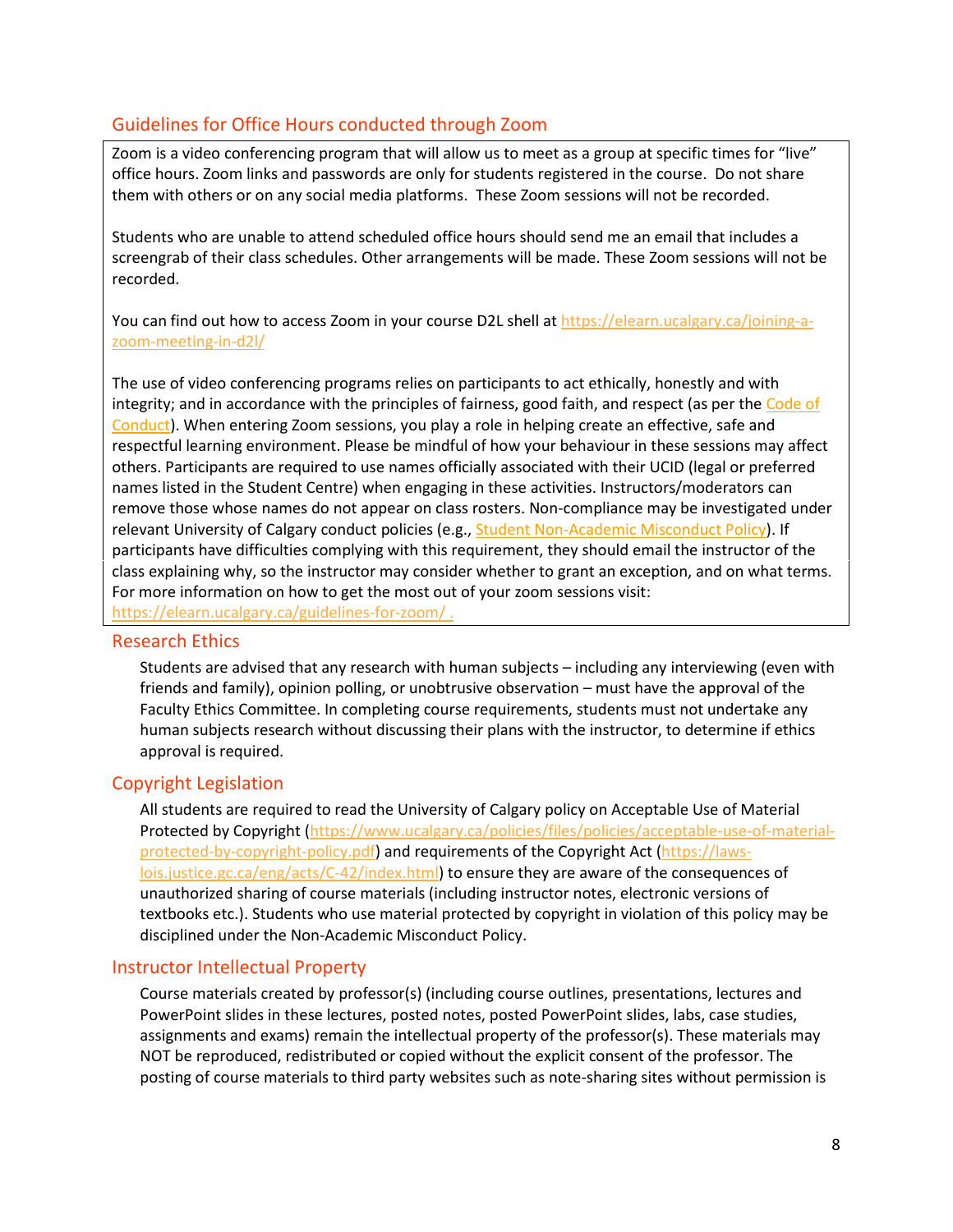## Guidelines for Office Hours conducted through Zoom

Zoom is a video conferencing program that will allow us to meet as a group at specific times for "live" office hours. Zoom links and passwords are only for students registered in the course. Do not share them with others or on any social media platforms. These Zoom sessions will not be recorded.

Students who are unable to attend scheduled office hours should send me an email that includes a screengrab of their class schedules. Other arrangements will be made. These Zoom sessions will not be recorded.

You can find out how to access Zoom in your course D2L shell at https://elearn.ucalgary.ca/joining-a-zoom-meeting-in-d2l/

The use of video conferencing programs relies on participants to act ethically, honestly and with integrity; and in accordance with the principles of fairness, good faith, and respect (as per the Code of Conduct). When entering Zoom sessions, you play a role in helping create an effective, safe and respectful learning environment. Please be mindful of how your behaviour in these sessions may affect others. Participants are required to use names officially associated with their UCID (legal or preferred names listed in the Student Centre) when engaging in these activities. Instructors/moderators can remove those whose names do not appear on class rosters. Non-compliance may be investigated under relevant University of Calgary conduct policies (e.g., Student Non-Academic Misconduct Policy). If participants have difficulties complying with this requirement, they should email the instructor of the class explaining why, so the instructor may consider whether to grant an exception, and on what terms. For more information on how to get the most out of your zoom sessions visit: https://elearn.ucalgary.ca/guidelines-for-zoom/ .

## Research Ethics

Students are advised that any research with human subjects – including any interviewing (even with friends and family), opinion polling, or unobtrusive observation – must have the approval of the Faculty Ethics Committee. In completing course requirements, students must not undertake any human subjects research without discussing their plans with the instructor, to determine if ethics approval is required.

## Copyright Legislation

All students are required to read the University of Calgary policy on Acceptable Use of Material Protected by Copyright (https://www.ucalgary.ca/policies/files/policies/acceptable-use-of-material-protected-by-copyright-policy.pdf) and requirements of the Copyright Act (https://laws-lois.justice.gc.ca/eng/acts/C-42/index.html) to ensure they are aware of the consequences of unauthorized sharing of course materials (including instructor notes, electronic versions of textbooks etc.). Students who use material protected by copyright in violation of this policy may be disciplined under the Non-Academic Misconduct Policy.

## Instructor Intellectual Property

Course materials created by professor(s) (including course outlines, presentations, lectures and PowerPoint slides in these lectures, posted notes, posted PowerPoint slides, labs, case studies, assignments and exams) remain the intellectual property of the professor(s). These materials may NOT be reproduced, redistributed or copied without the explicit consent of the professor. The posting of course materials to third party websites such as note-sharing sites without permission is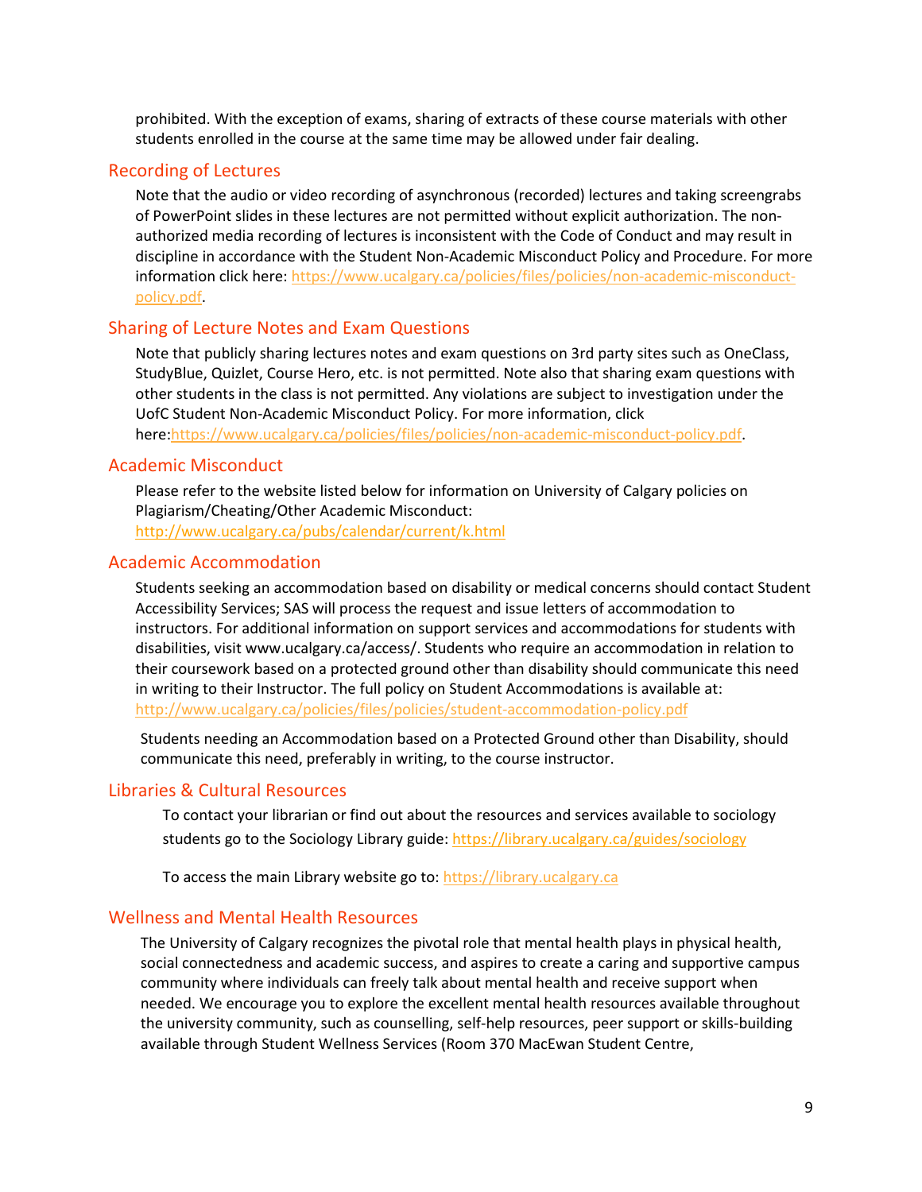prohibited. With the exception of exams, sharing of extracts of these course materials with other students enrolled in the course at the same time may be allowed under fair dealing.

## Recording of Lectures

Note that the audio or video recording of asynchronous (recorded) lectures and taking screengrabs of PowerPoint slides in these lectures are not permitted without explicit authorization. The non-authorized media recording of lectures is inconsistent with the Code of Conduct and may result in discipline in accordance with the Student Non-Academic Misconduct Policy and Procedure. For more information click here: https://www.ucalgary.ca/policies/files/policies/non-academic-misconduct-policy.pdf.

## Sharing of Lecture Notes and Exam Questions

Note that publicly sharing lectures notes and exam questions on 3rd party sites such as OneClass, StudyBlue, Quizlet, Course Hero, etc. is not permitted. Note also that sharing exam questions with other students in the class is not permitted. Any violations are subject to investigation under the UofC Student Non-Academic Misconduct Policy. For more information, click here:https://www.ucalgary.ca/policies/files/policies/non-academic-misconduct-policy.pdf.

## Academic Misconduct

Please refer to the website listed below for information on University of Calgary policies on Plagiarism/Cheating/Other Academic Misconduct:
http://www.ucalgary.ca/pubs/calendar/current/k.html

## Academic Accommodation

Students seeking an accommodation based on disability or medical concerns should contact Student Accessibility Services; SAS will process the request and issue letters of accommodation to instructors. For additional information on support services and accommodations for students with disabilities, visit www.ucalgary.ca/access/. Students who require an accommodation in relation to their coursework based on a protected ground other than disability should communicate this need in writing to their Instructor. The full policy on Student Accommodations is available at:
http://www.ucalgary.ca/policies/files/policies/student-accommodation-policy.pdf

Students needing an Accommodation based on a Protected Ground other than Disability, should communicate this need, preferably in writing, to the course instructor.

## Libraries & Cultural Resources

To contact your librarian or find out about the resources and services available to sociology students go to the Sociology Library guide: https://library.ucalgary.ca/guides/sociology

To access the main Library website go to: https://library.ucalgary.ca

## Wellness and Mental Health Resources

The University of Calgary recognizes the pivotal role that mental health plays in physical health, social connectedness and academic success, and aspires to create a caring and supportive campus community where individuals can freely talk about mental health and receive support when needed. We encourage you to explore the excellent mental health resources available throughout the university community, such as counselling, self-help resources, peer support or skills-building available through Student Wellness Services (Room 370 MacEwan Student Centre,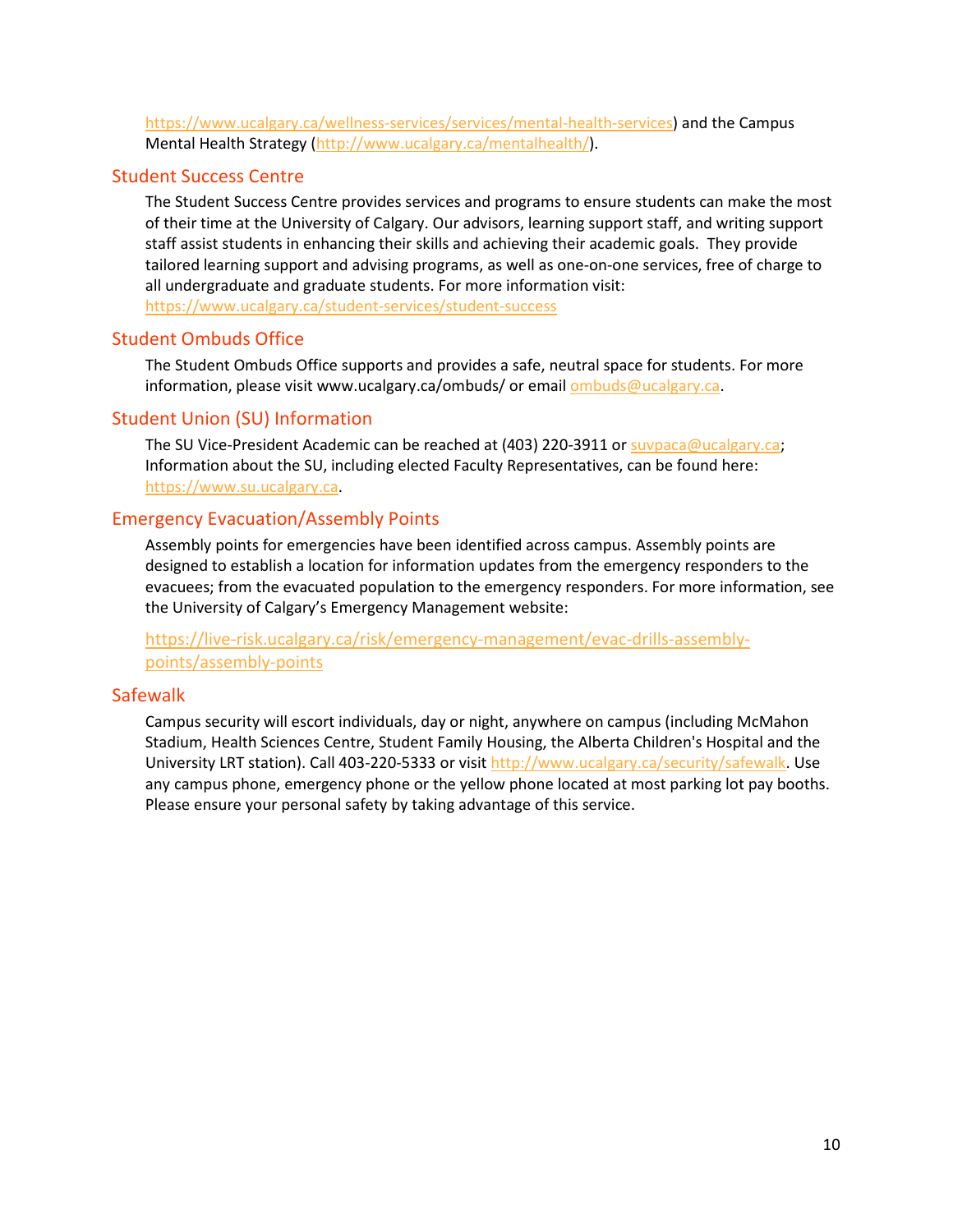https://www.ucalgary.ca/wellness-services/services/mental-health-services) and the Campus Mental Health Strategy (http://www.ucalgary.ca/mentalhealth/).

## Student Success Centre

The Student Success Centre provides services and programs to ensure students can make the most of their time at the University of Calgary. Our advisors, learning support staff, and writing support staff assist students in enhancing their skills and achieving their academic goals. They provide tailored learning support and advising programs, as well as one-on-one services, free of charge to all undergraduate and graduate students. For more information visit: https://www.ucalgary.ca/student-services/student-success

## Student Ombuds Office

The Student Ombuds Office supports and provides a safe, neutral space for students. For more information, please visit www.ucalgary.ca/ombuds/ or email ombuds@ucalgary.ca.

## Student Union (SU) Information

The SU Vice-President Academic can be reached at (403) 220-3911 or suvpaca@ucalgary.ca; Information about the SU, including elected Faculty Representatives, can be found here: https://www.su.ucalgary.ca.

## Emergency Evacuation/Assembly Points

Assembly points for emergencies have been identified across campus. Assembly points are designed to establish a location for information updates from the emergency responders to the evacuees; from the evacuated population to the emergency responders. For more information, see the University of Calgary's Emergency Management website:

https://live-risk.ucalgary.ca/risk/emergency-management/evac-drills-assembly-points/assembly-points

## Safewalk

Campus security will escort individuals, day or night, anywhere on campus (including McMahon Stadium, Health Sciences Centre, Student Family Housing, the Alberta Children's Hospital and the University LRT station). Call 403-220-5333 or visit http://www.ucalgary.ca/security/safewalk. Use any campus phone, emergency phone or the yellow phone located at most parking lot pay booths. Please ensure your personal safety by taking advantage of this service.